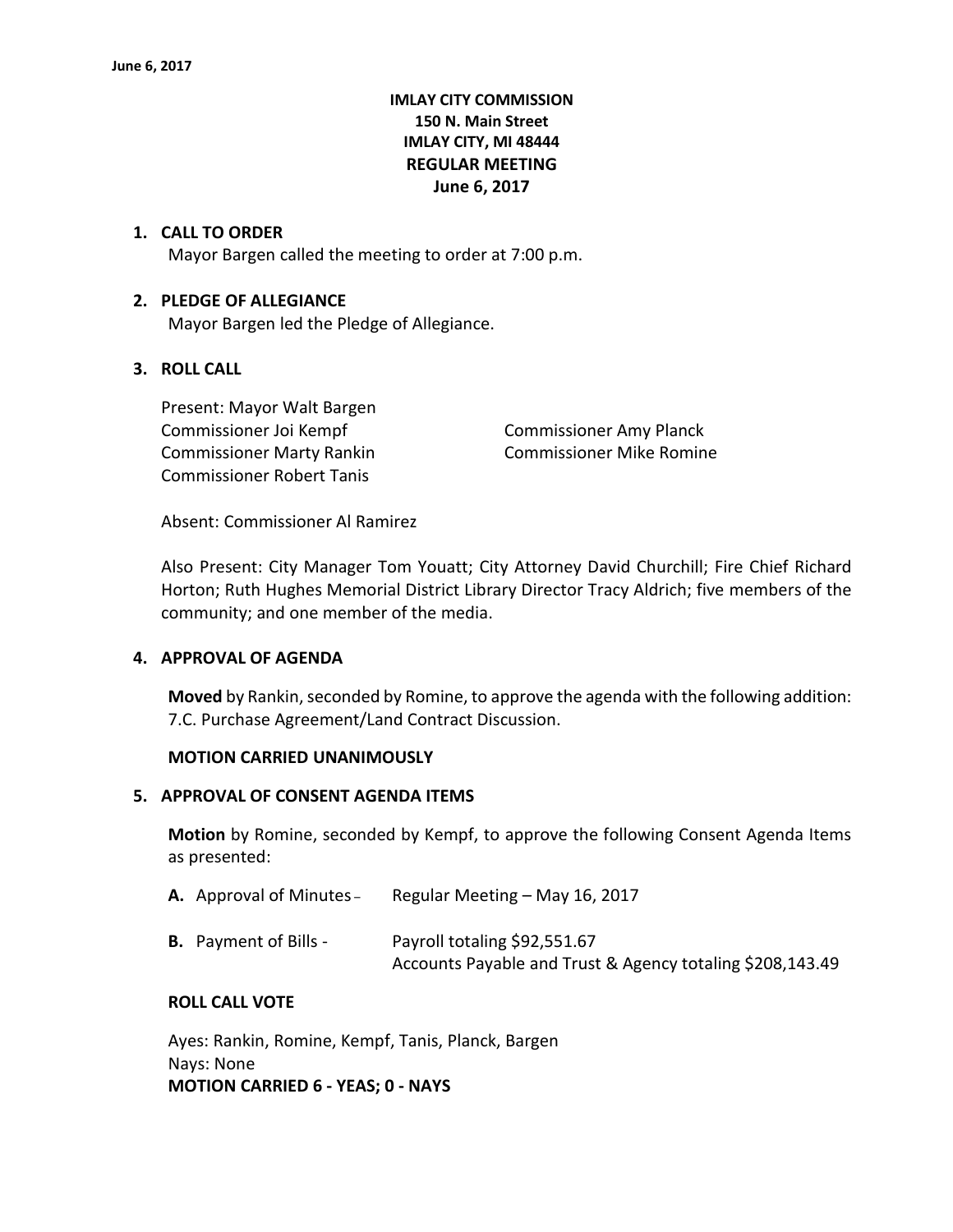**IMLAY CITY COMMISSION**
**150 N. Main Street**
**IMLAY CITY, MI 48444**
**REGULAR MEETING**
**June 6, 2017**

1. **CALL TO ORDER**

   Mayor Bargen called the meeting to order at 7:00 p.m.

2. **PLEDGE OF ALLEGIANCE**

   Mayor Bargen led the Pledge of Allegiance.

3. **ROLL CALL**

   Present: Mayor Walt Bargen
   Commissioner Joi Kempf
   Commissioner Amy Planck
   Commissioner Marty Rankin
   Commissioner Mike Romine
   Commissioner Robert Tanis

   Absent: Commissioner Al Ramirez

   Also Present: City Manager Tom Youatt; City Attorney David Churchill; Fire Chief Richard Horton; Ruth Hughes Memorial District Library Director Tracy Aldrich; five members of the community; and one member of the media.

4. **APPROVAL OF AGENDA**

   **Moved** by Rankin, seconded by Romine, to approve the agenda with the following addition: 7.C. Purchase Agreement/Land Contract Discussion.

   **MOTION CARRIED UNANIMOUSLY**

5. **APPROVAL OF CONSENT AGENDA ITEMS**

   **Motion** by Romine, seconded by Kempf, to approve the following Consent Agenda Items as presented:

   **A.** Approval of Minutes – Regular Meeting – May 16, 2017

   **B.** Payment of Bills - Payroll totaling $92,551.67
   Accounts Payable and Trust & Agency totaling $208,143.49

   **ROLL CALL VOTE**

   Ayes: Rankin, Romine, Kempf, Tanis, Planck, Bargen
   Nays: None
   **MOTION CARRIED 6 - YEAS; 0 - NAYS**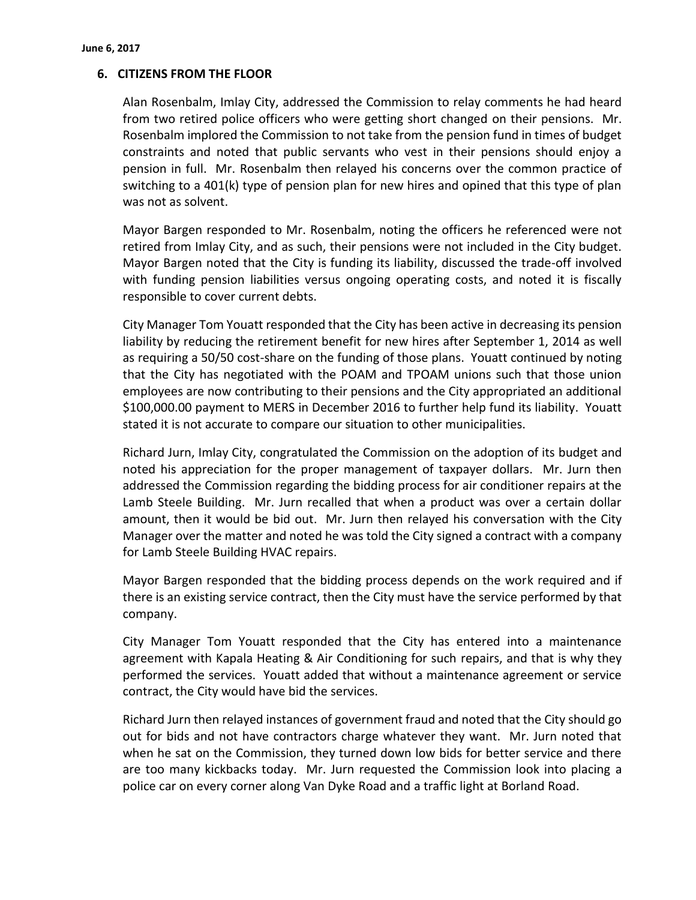## 6. CITIZENS FROM THE FLOOR

Alan Rosenbalm, Imlay City, addressed the Commission to relay comments he had heard from two retired police officers who were getting short changed on their pensions. Mr. Rosenbalm implored the Commission to not take from the pension fund in times of budget constraints and noted that public servants who vest in their pensions should enjoy a pension in full. Mr. Rosenbalm then relayed his concerns over the common practice of switching to a 401(k) type of pension plan for new hires and opined that this type of plan was not as solvent.

Mayor Bargen responded to Mr. Rosenbalm, noting the officers he referenced were not retired from Imlay City, and as such, their pensions were not included in the City budget. Mayor Bargen noted that the City is funding its liability, discussed the trade-off involved with funding pension liabilities versus ongoing operating costs, and noted it is fiscally responsible to cover current debts.

City Manager Tom Youatt responded that the City has been active in decreasing its pension liability by reducing the retirement benefit for new hires after September 1, 2014 as well as requiring a 50/50 cost-share on the funding of those plans. Youatt continued by noting that the City has negotiated with the POAM and TPOAM unions such that those union employees are now contributing to their pensions and the City appropriated an additional $100,000.00 payment to MERS in December 2016 to further help fund its liability. Youatt stated it is not accurate to compare our situation to other municipalities.

Richard Jurn, Imlay City, congratulated the Commission on the adoption of its budget and noted his appreciation for the proper management of taxpayer dollars. Mr. Jurn then addressed the Commission regarding the bidding process for air conditioner repairs at the Lamb Steele Building. Mr. Jurn recalled that when a product was over a certain dollar amount, then it would be bid out. Mr. Jurn then relayed his conversation with the City Manager over the matter and noted he was told the City signed a contract with a company for Lamb Steele Building HVAC repairs.

Mayor Bargen responded that the bidding process depends on the work required and if there is an existing service contract, then the City must have the service performed by that company.

City Manager Tom Youatt responded that the City has entered into a maintenance agreement with Kapala Heating & Air Conditioning for such repairs, and that is why they performed the services. Youatt added that without a maintenance agreement or service contract, the City would have bid the services.

Richard Jurn then relayed instances of government fraud and noted that the City should go out for bids and not have contractors charge whatever they want. Mr. Jurn noted that when he sat on the Commission, they turned down low bids for better service and there are too many kickbacks today. Mr. Jurn requested the Commission look into placing a police car on every corner along Van Dyke Road and a traffic light at Borland Road.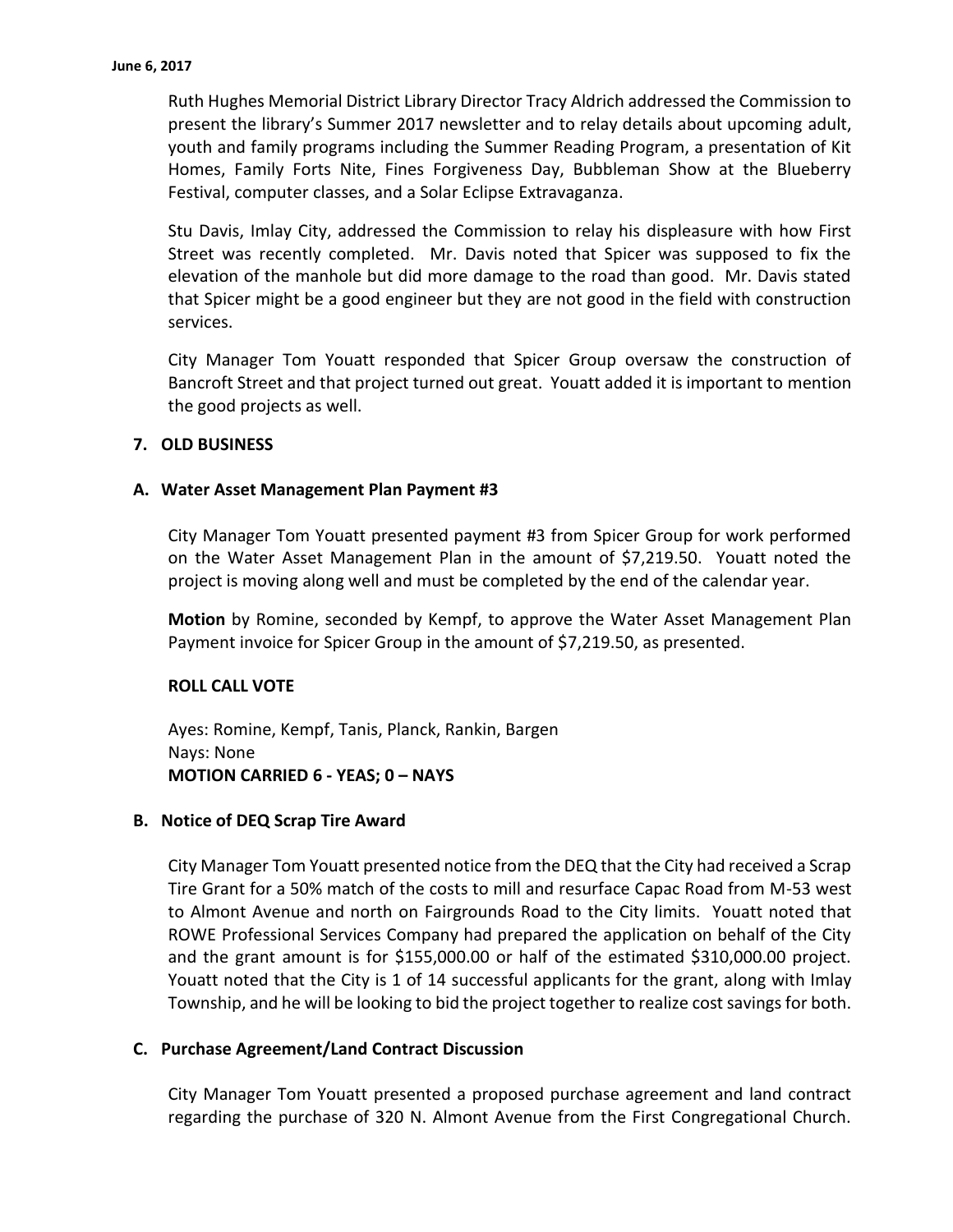Ruth Hughes Memorial District Library Director Tracy Aldrich addressed the Commission to present the library's Summer 2017 newsletter and to relay details about upcoming adult, youth and family programs including the Summer Reading Program, a presentation of Kit Homes, Family Forts Nite, Fines Forgiveness Day, Bubbleman Show at the Blueberry Festival, computer classes, and a Solar Eclipse Extravaganza.

Stu Davis, Imlay City, addressed the Commission to relay his displeasure with how First Street was recently completed. Mr. Davis noted that Spicer was supposed to fix the elevation of the manhole but did more damage to the road than good. Mr. Davis stated that Spicer might be a good engineer but they are not good in the field with construction services.

City Manager Tom Youatt responded that Spicer Group oversaw the construction of Bancroft Street and that project turned out great. Youatt added it is important to mention the good projects as well.

## 7. OLD BUSINESS

### A. Water Asset Management Plan Payment #3

City Manager Tom Youatt presented payment #3 from Spicer Group for work performed on the Water Asset Management Plan in the amount of $7,219.50. Youatt noted the project is moving along well and must be completed by the end of the calendar year.

**Motion** by Romine, seconded by Kempf, to approve the Water Asset Management Plan Payment invoice for Spicer Group in the amount of $7,219.50, as presented.

**ROLL CALL VOTE**

Ayes: Romine, Kempf, Tanis, Planck, Rankin, Bargen
Nays: None
**MOTION CARRIED 6 - YEAS; 0 – NAYS**

### B. Notice of DEQ Scrap Tire Award

City Manager Tom Youatt presented notice from the DEQ that the City had received a Scrap Tire Grant for a 50% match of the costs to mill and resurface Capac Road from M-53 west to Almont Avenue and north on Fairgrounds Road to the City limits. Youatt noted that ROWE Professional Services Company had prepared the application on behalf of the City and the grant amount is for $155,000.00 or half of the estimated $310,000.00 project. Youatt noted that the City is 1 of 14 successful applicants for the grant, along with Imlay Township, and he will be looking to bid the project together to realize cost savings for both.

### C. Purchase Agreement/Land Contract Discussion

City Manager Tom Youatt presented a proposed purchase agreement and land contract regarding the purchase of 320 N. Almont Avenue from the First Congregational Church.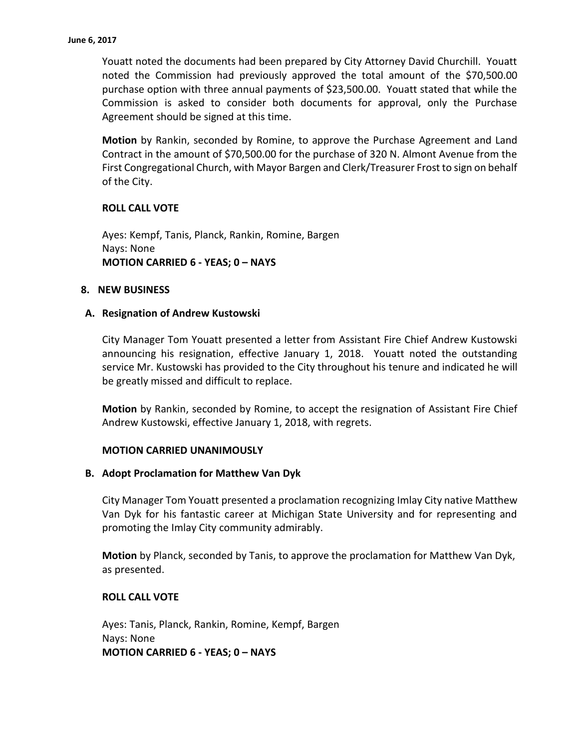Youatt noted the documents had been prepared by City Attorney David Churchill. Youatt noted the Commission had previously approved the total amount of the $70,500.00 purchase option with three annual payments of $23,500.00. Youatt stated that while the Commission is asked to consider both documents for approval, only the Purchase Agreement should be signed at this time.

**Motion** by Rankin, seconded by Romine, to approve the Purchase Agreement and Land Contract in the amount of $70,500.00 for the purchase of 320 N. Almont Avenue from the First Congregational Church, with Mayor Bargen and Clerk/Treasurer Frost to sign on behalf of the City.

**ROLL CALL VOTE**

Ayes: Kempf, Tanis, Planck, Rankin, Romine, Bargen
Nays: None
**MOTION CARRIED 6 - YEAS; 0 – NAYS**

## 8. NEW BUSINESS

### A. Resignation of Andrew Kustowski

City Manager Tom Youatt presented a letter from Assistant Fire Chief Andrew Kustowski announcing his resignation, effective January 1, 2018. Youatt noted the outstanding service Mr. Kustowski has provided to the City throughout his tenure and indicated he will be greatly missed and difficult to replace.

**Motion** by Rankin, seconded by Romine, to accept the resignation of Assistant Fire Chief Andrew Kustowski, effective January 1, 2018, with regrets.

**MOTION CARRIED UNANIMOUSLY**

### B. Adopt Proclamation for Matthew Van Dyk

City Manager Tom Youatt presented a proclamation recognizing Imlay City native Matthew Van Dyk for his fantastic career at Michigan State University and for representing and promoting the Imlay City community admirably.

**Motion** by Planck, seconded by Tanis, to approve the proclamation for Matthew Van Dyk, as presented.

**ROLL CALL VOTE**

Ayes: Tanis, Planck, Rankin, Romine, Kempf, Bargen
Nays: None
**MOTION CARRIED 6 - YEAS; 0 – NAYS**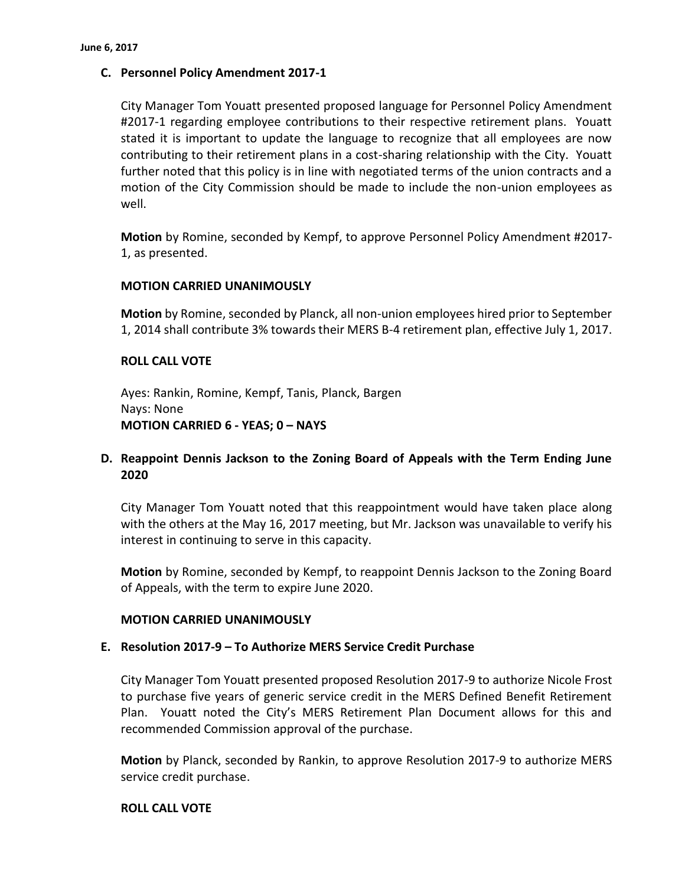**C. Personnel Policy Amendment 2017-1**

City Manager Tom Youatt presented proposed language for Personnel Policy Amendment #2017-1 regarding employee contributions to their respective retirement plans. Youatt stated it is important to update the language to recognize that all employees are now contributing to their retirement plans in a cost-sharing relationship with the City. Youatt further noted that this policy is in line with negotiated terms of the union contracts and a motion of the City Commission should be made to include the non-union employees as well.

**Motion** by Romine, seconded by Kempf, to approve Personnel Policy Amendment #2017-1, as presented.

**MOTION CARRIED UNANIMOUSLY**

**Motion** by Romine, seconded by Planck, all non-union employees hired prior to September 1, 2014 shall contribute 3% towards their MERS B-4 retirement plan, effective July 1, 2017.

**ROLL CALL VOTE**

Ayes: Rankin, Romine, Kempf, Tanis, Planck, Bargen
Nays: None
**MOTION CARRIED 6 - YEAS; 0 – NAYS**

**D. Reappoint Dennis Jackson to the Zoning Board of Appeals with the Term Ending June 2020**

City Manager Tom Youatt noted that this reappointment would have taken place along with the others at the May 16, 2017 meeting, but Mr. Jackson was unavailable to verify his interest in continuing to serve in this capacity.

**Motion** by Romine, seconded by Kempf, to reappoint Dennis Jackson to the Zoning Board of Appeals, with the term to expire June 2020.

**MOTION CARRIED UNANIMOUSLY**

**E. Resolution 2017-9 – To Authorize MERS Service Credit Purchase**

City Manager Tom Youatt presented proposed Resolution 2017-9 to authorize Nicole Frost to purchase five years of generic service credit in the MERS Defined Benefit Retirement Plan. Youatt noted the City's MERS Retirement Plan Document allows for this and recommended Commission approval of the purchase.

**Motion** by Planck, seconded by Rankin, to approve Resolution 2017-9 to authorize MERS service credit purchase.

**ROLL CALL VOTE**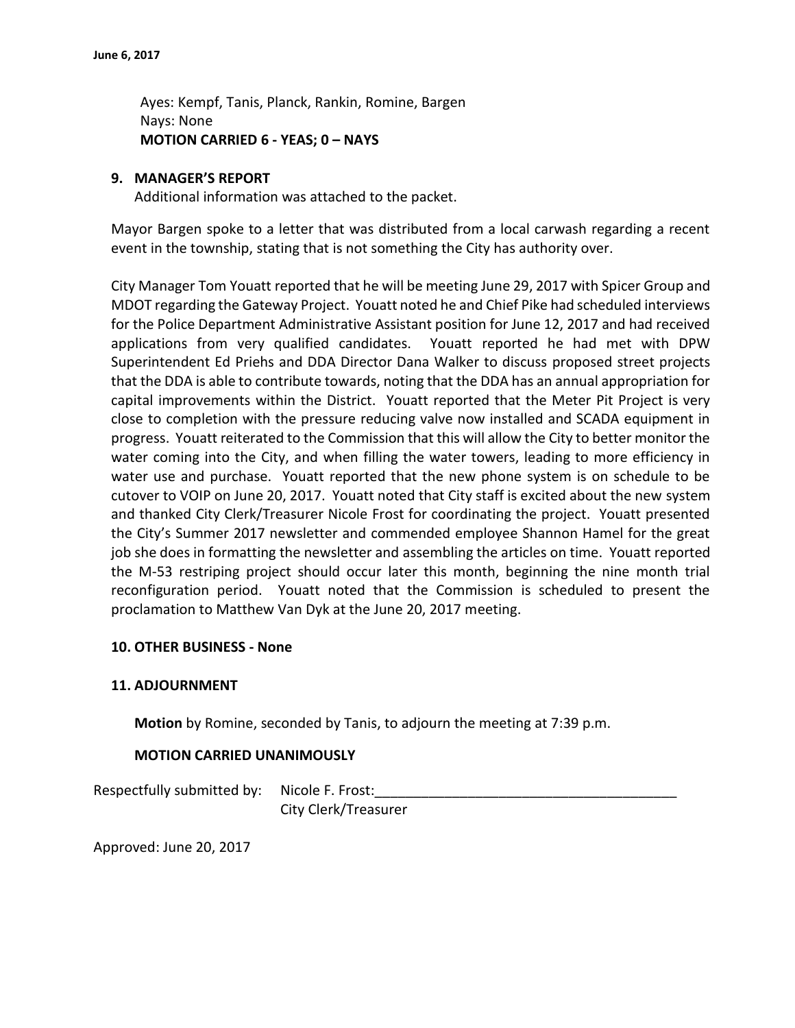Ayes: Kempf, Tanis, Planck, Rankin, Romine, Bargen
Nays: None
**MOTION CARRIED 6 - YEAS; 0 – NAYS**

**9. MANAGER'S REPORT**

Additional information was attached to the packet.

Mayor Bargen spoke to a letter that was distributed from a local carwash regarding a recent event in the township, stating that is not something the City has authority over.

City Manager Tom Youatt reported that he will be meeting June 29, 2017 with Spicer Group and MDOT regarding the Gateway Project. Youatt noted he and Chief Pike had scheduled interviews for the Police Department Administrative Assistant position for June 12, 2017 and had received applications from very qualified candidates. Youatt reported he had met with DPW Superintendent Ed Priehs and DDA Director Dana Walker to discuss proposed street projects that the DDA is able to contribute towards, noting that the DDA has an annual appropriation for capital improvements within the District. Youatt reported that the Meter Pit Project is very close to completion with the pressure reducing valve now installed and SCADA equipment in progress. Youatt reiterated to the Commission that this will allow the City to better monitor the water coming into the City, and when filling the water towers, leading to more efficiency in water use and purchase. Youatt reported that the new phone system is on schedule to be cutover to VOIP on June 20, 2017. Youatt noted that City staff is excited about the new system and thanked City Clerk/Treasurer Nicole Frost for coordinating the project. Youatt presented the City's Summer 2017 newsletter and commended employee Shannon Hamel for the great job she does in formatting the newsletter and assembling the articles on time. Youatt reported the M-53 restriping project should occur later this month, beginning the nine month trial reconfiguration period. Youatt noted that the Commission is scheduled to present the proclamation to Matthew Van Dyk at the June 20, 2017 meeting.

**10. OTHER BUSINESS - None**

**11. ADJOURNMENT**

**Motion** by Romine, seconded by Tanis, to adjourn the meeting at 7:39 p.m.

**MOTION CARRIED UNANIMOUSLY**

Respectfully submitted by: Nicole F. Frost:_______________________________________
City Clerk/Treasurer

Approved: June 20, 2017